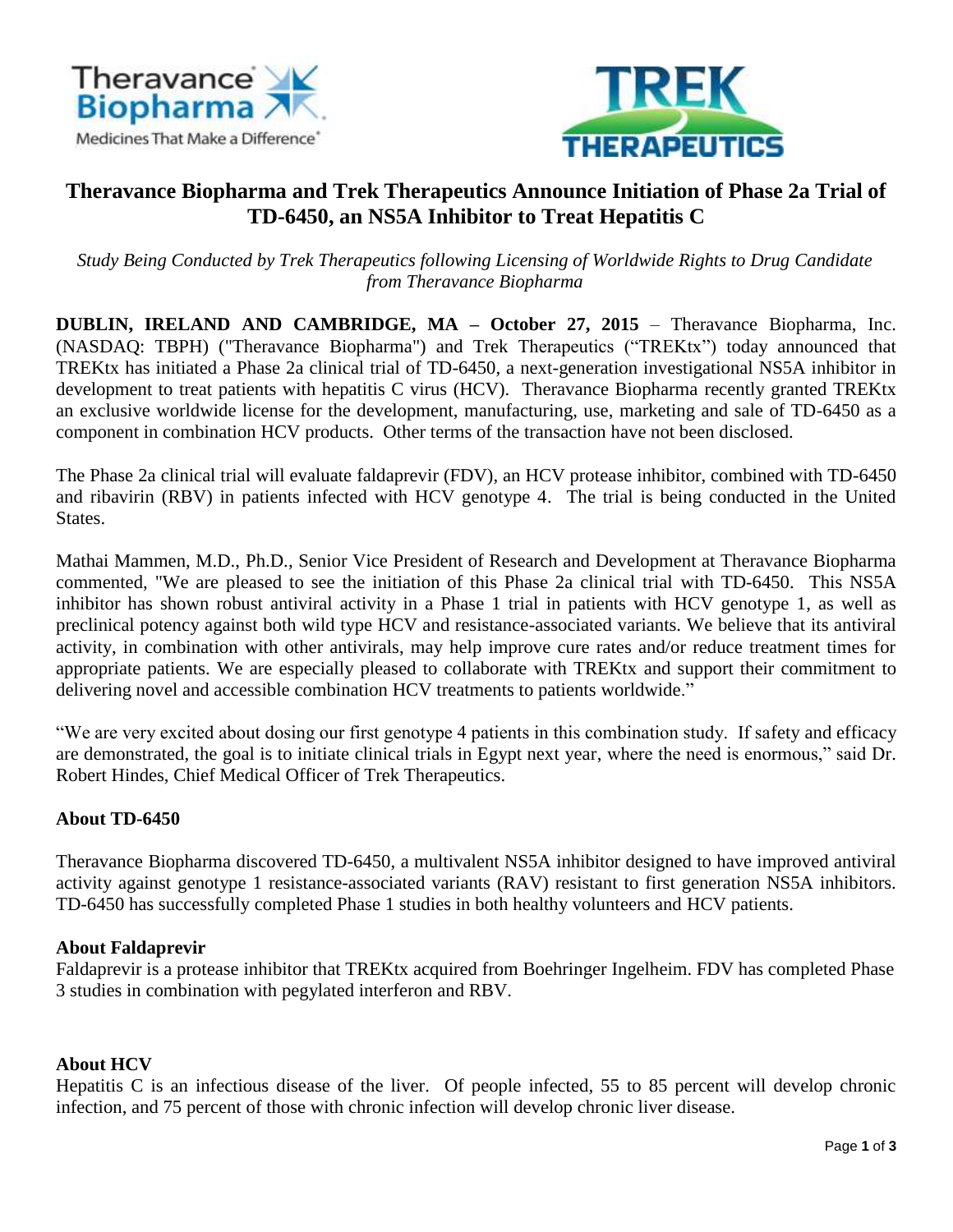# Theravance Biopharma and Trek Therapeutics Announce Initiation of Phase 2a Trial of TD-6450, an NS5A Inhibitor to Treat Hepatitis C

*Study Being Conducted by Trek Therapeutics following Licensing of Worldwide Rights to Drug Candidate from Theravance Biopharma*

**DUBLIN, IRELAND AND CAMBRIDGE, MA – October 27, 2015** – Theravance Biopharma, Inc. (NASDAQ: TBPH) ("Theravance Biopharma") and Trek Therapeutics ("TREKtx") today announced that TREKtx has initiated a Phase 2a clinical trial of TD-6450, a next-generation investigational NS5A inhibitor in development to treat patients with hepatitis C virus (HCV). Theravance Biopharma recently granted TREKtx an exclusive worldwide license for the development, manufacturing, use, marketing and sale of TD-6450 as a component in combination HCV products. Other terms of the transaction have not been disclosed.

The Phase 2a clinical trial will evaluate faldaprevir (FDV), an HCV protease inhibitor, combined with TD-6450 and ribavirin (RBV) in patients infected with HCV genotype 4. The trial is being conducted in the United States.

Mathai Mammen, M.D., Ph.D., Senior Vice President of Research and Development at Theravance Biopharma commented, "We are pleased to see the initiation of this Phase 2a clinical trial with TD-6450. This NS5A inhibitor has shown robust antiviral activity in a Phase 1 trial in patients with HCV genotype 1, as well as preclinical potency against both wild type HCV and resistance-associated variants. We believe that its antiviral activity, in combination with other antivirals, may help improve cure rates and/or reduce treatment times for appropriate patients. We are especially pleased to collaborate with TREKtx and support their commitment to delivering novel and accessible combination HCV treatments to patients worldwide."

"We are very excited about dosing our first genotype 4 patients in this combination study. If safety and efficacy are demonstrated, the goal is to initiate clinical trials in Egypt next year, where the need is enormous," said Dr. Robert Hindes, Chief Medical Officer of Trek Therapeutics.

## About TD-6450

Theravance Biopharma discovered TD-6450, a multivalent NS5A inhibitor designed to have improved antiviral activity against genotype 1 resistance-associated variants (RAV) resistant to first generation NS5A inhibitors. TD-6450 has successfully completed Phase 1 studies in both healthy volunteers and HCV patients.

## About Faldaprevir

Faldaprevir is a protease inhibitor that TREKtx acquired from Boehringer Ingelheim. FDV has completed Phase 3 studies in combination with pegylated interferon and RBV.

## About HCV

Hepatitis C is an infectious disease of the liver. Of people infected, 55 to 85 percent will develop chronic infection, and 75 percent of those with chronic infection will develop chronic liver disease.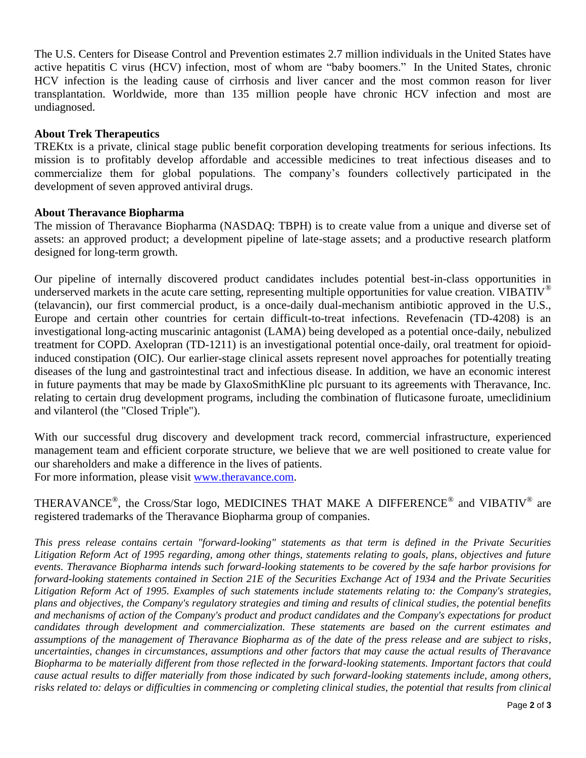The U.S. Centers for Disease Control and Prevention estimates 2.7 million individuals in the United States have active hepatitis C virus (HCV) infection, most of whom are "baby boomers." In the United States, chronic HCV infection is the leading cause of cirrhosis and liver cancer and the most common reason for liver transplantation. Worldwide, more than 135 million people have chronic HCV infection and most are undiagnosed.

**About Trek Therapeutics**

TREKtx is a private, clinical stage public benefit corporation developing treatments for serious infections. Its mission is to profitably develop affordable and accessible medicines to treat infectious diseases and to commercialize them for global populations. The company's founders collectively participated in the development of seven approved antiviral drugs.

**About Theravance Biopharma**

The mission of Theravance Biopharma (NASDAQ: TBPH) is to create value from a unique and diverse set of assets: an approved product; a development pipeline of late-stage assets; and a productive research platform designed for long-term growth.

Our pipeline of internally discovered product candidates includes potential best-in-class opportunities in underserved markets in the acute care setting, representing multiple opportunities for value creation. VIBATIV® (telavancin), our first commercial product, is a once-daily dual-mechanism antibiotic approved in the U.S., Europe and certain other countries for certain difficult-to-treat infections. Revefenacin (TD-4208) is an investigational long-acting muscarinic antagonist (LAMA) being developed as a potential once-daily, nebulized treatment for COPD. Axelopran (TD-1211) is an investigational potential once-daily, oral treatment for opioid-induced constipation (OIC). Our earlier-stage clinical assets represent novel approaches for potentially treating diseases of the lung and gastrointestinal tract and infectious disease. In addition, we have an economic interest in future payments that may be made by GlaxoSmithKline plc pursuant to its agreements with Theravance, Inc. relating to certain drug development programs, including the combination of fluticasone furoate, umeclidinium and vilanterol (the "Closed Triple").

With our successful drug discovery and development track record, commercial infrastructure, experienced management team and efficient corporate structure, we believe that we are well positioned to create value for our shareholders and make a difference in the lives of patients.
For more information, please visit www.theravance.com.

THERAVANCE®, the Cross/Star logo, MEDICINES THAT MAKE A DIFFERENCE® and VIBATIV® are registered trademarks of the Theravance Biopharma group of companies.

*This press release contains certain "forward-looking" statements as that term is defined in the Private Securities Litigation Reform Act of 1995 regarding, among other things, statements relating to goals, plans, objectives and future events. Theravance Biopharma intends such forward-looking statements to be covered by the safe harbor provisions for forward-looking statements contained in Section 21E of the Securities Exchange Act of 1934 and the Private Securities Litigation Reform Act of 1995. Examples of such statements include statements relating to: the Company's strategies, plans and objectives, the Company's regulatory strategies and timing and results of clinical studies, the potential benefits and mechanisms of action of the Company's product and product candidates and the Company's expectations for product candidates through development and commercialization. These statements are based on the current estimates and assumptions of the management of Theravance Biopharma as of the date of the press release and are subject to risks, uncertainties, changes in circumstances, assumptions and other factors that may cause the actual results of Theravance Biopharma to be materially different from those reflected in the forward-looking statements. Important factors that could cause actual results to differ materially from those indicated by such forward-looking statements include, among others, risks related to: delays or difficulties in commencing or completing clinical studies, the potential that results from clinical*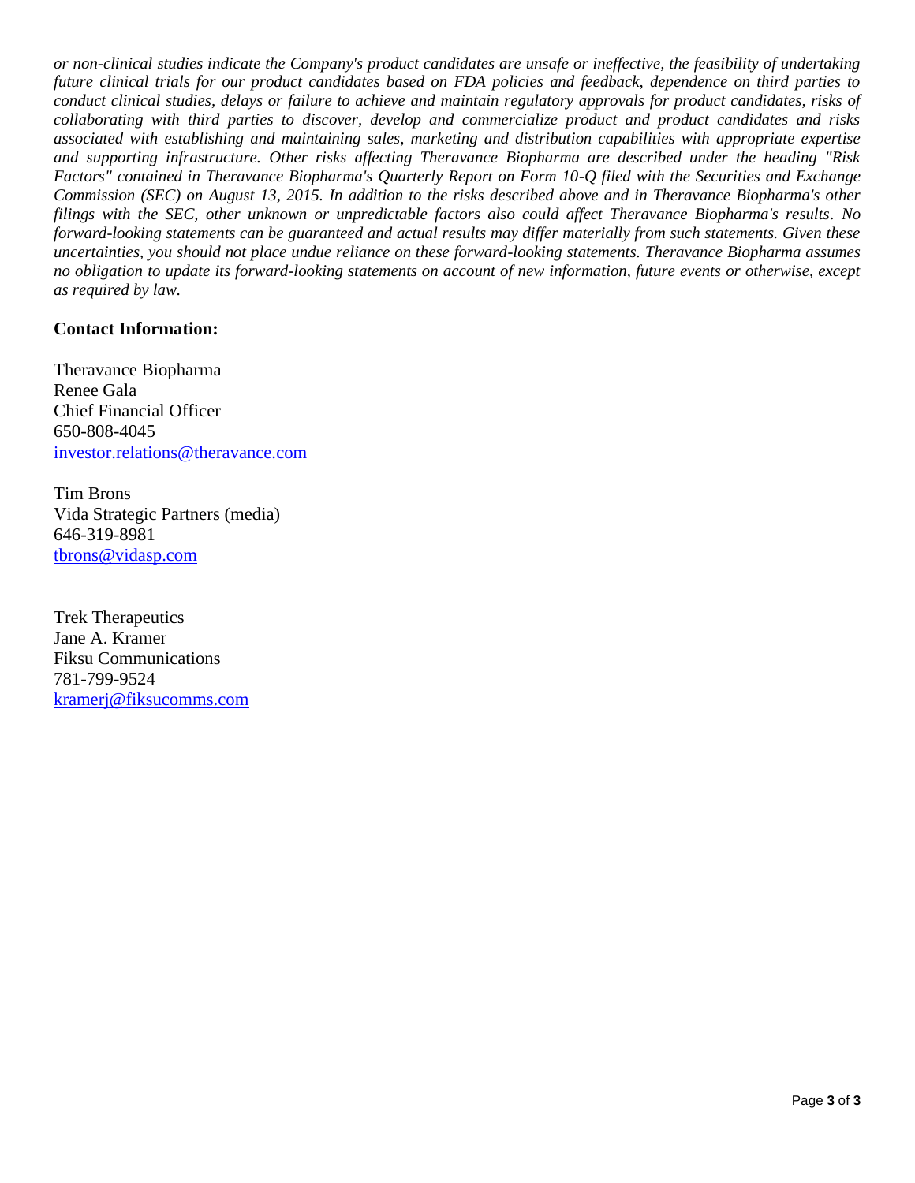*or non-clinical studies indicate the Company's product candidates are unsafe or ineffective, the feasibility of undertaking future clinical trials for our product candidates based on FDA policies and feedback, dependence on third parties to conduct clinical studies, delays or failure to achieve and maintain regulatory approvals for product candidates, risks of collaborating with third parties to discover, develop and commercialize product and product candidates and risks associated with establishing and maintaining sales, marketing and distribution capabilities with appropriate expertise and supporting infrastructure. Other risks affecting Theravance Biopharma are described under the heading "Risk Factors" contained in Theravance Biopharma's Quarterly Report on Form 10-Q filed with the Securities and Exchange Commission (SEC) on August 13, 2015. In addition to the risks described above and in Theravance Biopharma's other filings with the SEC, other unknown or unpredictable factors also could affect Theravance Biopharma's results. No forward-looking statements can be guaranteed and actual results may differ materially from such statements. Given these uncertainties, you should not place undue reliance on these forward-looking statements. Theravance Biopharma assumes no obligation to update its forward-looking statements on account of new information, future events or otherwise, except as required by law.*

**Contact Information:**

Theravance Biopharma
Renee Gala
Chief Financial Officer
650-808-4045
investor.relations@theravance.com

Tim Brons
Vida Strategic Partners (media)
646-319-8981
tbrons@vidasp.com

Trek Therapeutics
Jane A. Kramer
Fiksu Communications
781-799-9524
kramerj@fiksucomms.com